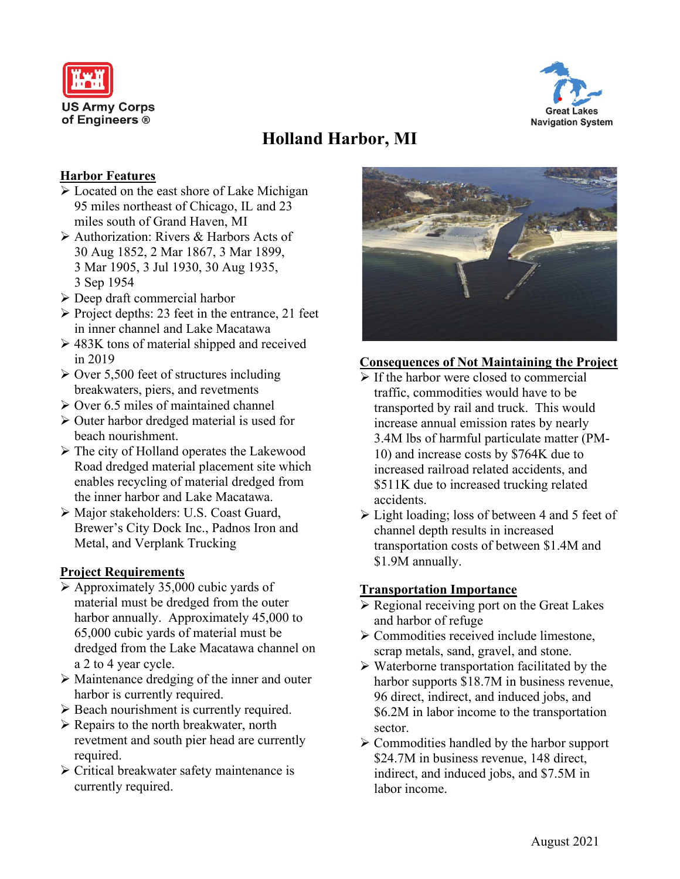US Army Corps of Engineers ®

Great Lakes Navigation System

# Holland Harbor, MI

## Harbor Features

- Located on the east shore of Lake Michigan 95 miles northeast of Chicago, IL and 23 miles south of Grand Haven, MI
- Authorization: Rivers & Harbors Acts of 30 Aug 1852, 2 Mar 1867, 3 Mar 1899, 3 Mar 1905, 3 Jul 1930, 30 Aug 1935, 3 Sep 1954
- Deep draft commercial harbor
- Project depths: 23 feet in the entrance, 21 feet in inner channel and Lake Macatawa
- 483K tons of material shipped and received in 2019
- Over 5,500 feet of structures including breakwaters, piers, and revetments
- Over 6.5 miles of maintained channel
- Outer harbor dredged material is used for beach nourishment.
- The city of Holland operates the Lakewood Road dredged material placement site which enables recycling of material dredged from the inner harbor and Lake Macatawa.
- Major stakeholders: U.S. Coast Guard, Brewer's City Dock Inc., Padnos Iron and Metal, and Verplank Trucking

## Project Requirements

- Approximately 35,000 cubic yards of material must be dredged from the outer harbor annually. Approximately 45,000 to 65,000 cubic yards of material must be dredged from the Lake Macatawa channel on a 2 to 4 year cycle.
- Maintenance dredging of the inner and outer harbor is currently required.
- Beach nourishment is currently required.
- Repairs to the north breakwater, north revetment and south pier head are currently required.
- Critical breakwater safety maintenance is currently required.

## Consequences of Not Maintaining the Project

- If the harbor were closed to commercial traffic, commodities would have to be transported by rail and truck. This would increase annual emission rates by nearly 3.4M lbs of harmful particulate matter (PM-10) and increase costs by $764K due to increased railroad related accidents, and $511K due to increased trucking related accidents.
- Light loading; loss of between 4 and 5 feet of channel depth results in increased transportation costs of between $1.4M and $1.9M annually.

## Transportation Importance

- Regional receiving port on the Great Lakes and harbor of refuge
- Commodities received include limestone, scrap metals, sand, gravel, and stone.
- Waterborne transportation facilitated by the harbor supports $18.7M in business revenue, 96 direct, indirect, and induced jobs, and $6.2M in labor income to the transportation sector.
- Commodities handled by the harbor support $24.7M in business revenue, 148 direct, indirect, and induced jobs, and $7.5M in labor income.

August 2021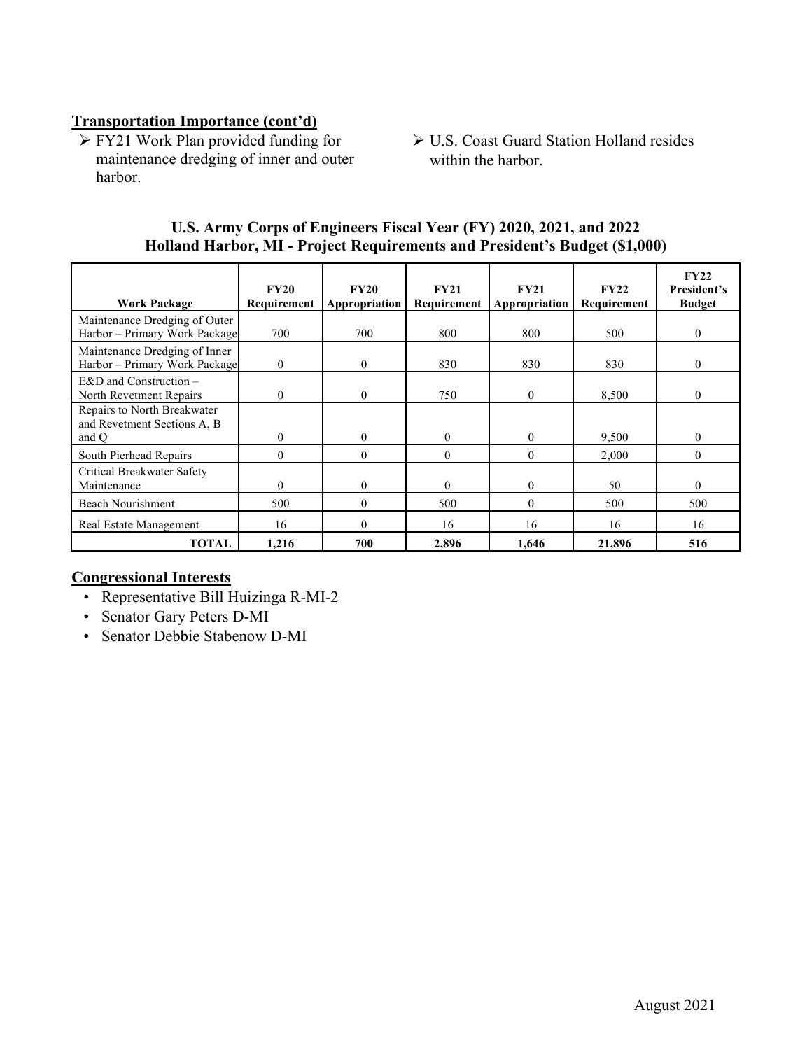## Transportation Importance (cont'd)

- FY21 Work Plan provided funding for maintenance dredging of inner and outer harbor.
- U.S. Coast Guard Station Holland resides within the harbor.

**U.S. Army Corps of Engineers Fiscal Year (FY) 2020, 2021, and 2022**
**Holland Harbor, MI - Project Requirements and President's Budget ($1,000)**

| Work Package | FY20 Requirement | FY20 Appropriation | FY21 Requirement | FY21 Appropriation | FY22 Requirement | FY22 President's Budget |
|---|---|---|---|---|---|---|
| Maintenance Dredging of Outer Harbor – Primary Work Package | 700 | 700 | 800 | 800 | 500 | 0 |
| Maintenance Dredging of Inner Harbor – Primary Work Package | 0 | 0 | 830 | 830 | 830 | 0 |
| E&D and Construction – North Revetment Repairs | 0 | 0 | 750 | 0 | 8,500 | 0 |
| Repairs to North Breakwater and Revetment Sections A, B and Q | 0 | 0 | 0 | 0 | 9,500 | 0 |
| South Pierhead Repairs | 0 | 0 | 0 | 0 | 2,000 | 0 |
| Critical Breakwater Safety Maintenance | 0 | 0 | 0 | 0 | 50 | 0 |
| Beach Nourishment | 500 | 0 | 500 | 0 | 500 | 500 |
| Real Estate Management | 16 | 0 | 16 | 16 | 16 | 16 |
| **TOTAL** | **1,216** | **700** | **2,896** | **1,646** | **21,896** | **516** |

## Congressional Interests

- Representative Bill Huizinga R-MI-2
- Senator Gary Peters D-MI
- Senator Debbie Stabenow D-MI

August 2021